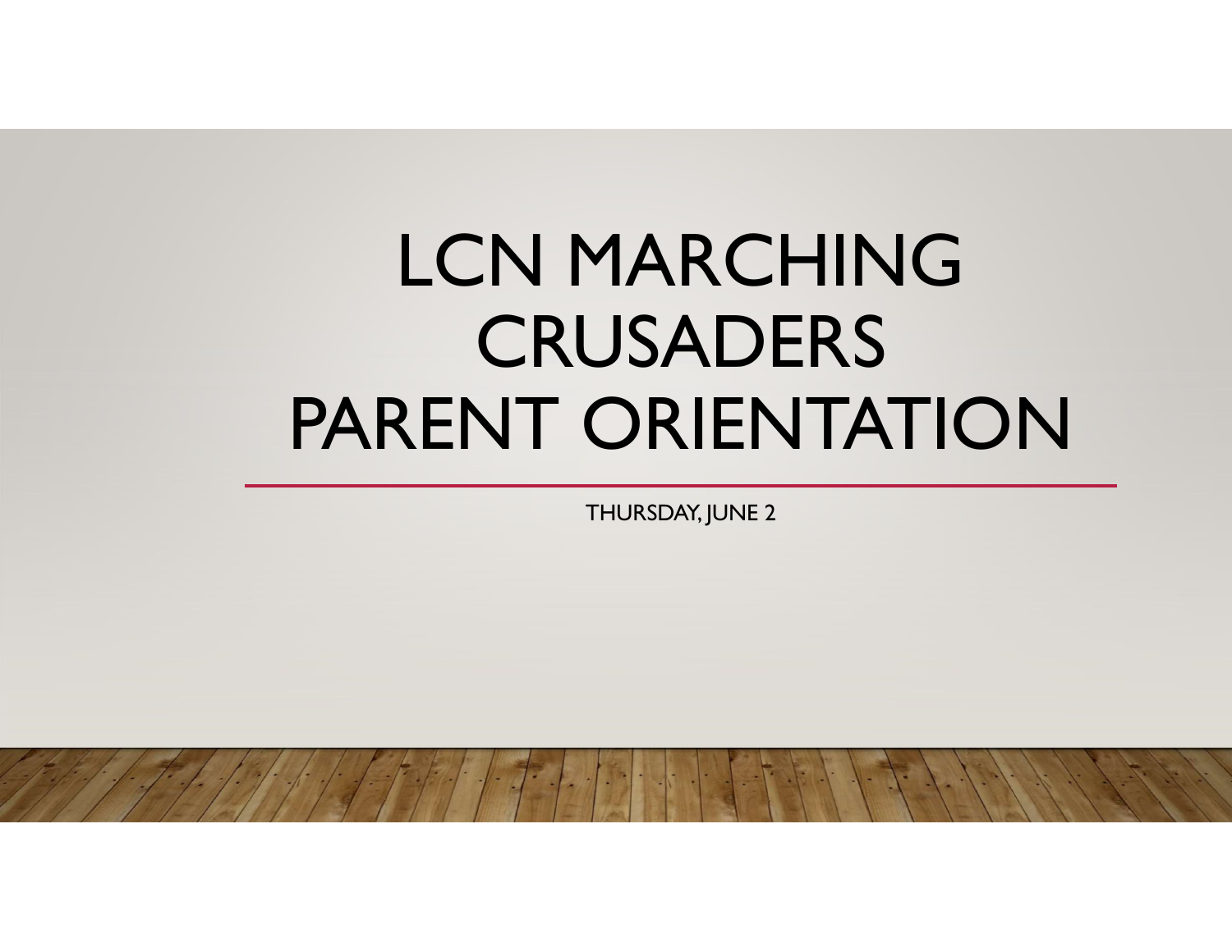# LCN MARCHING CRUSADERS PARENT ORIENTATION

THURSDAY, JUNE 2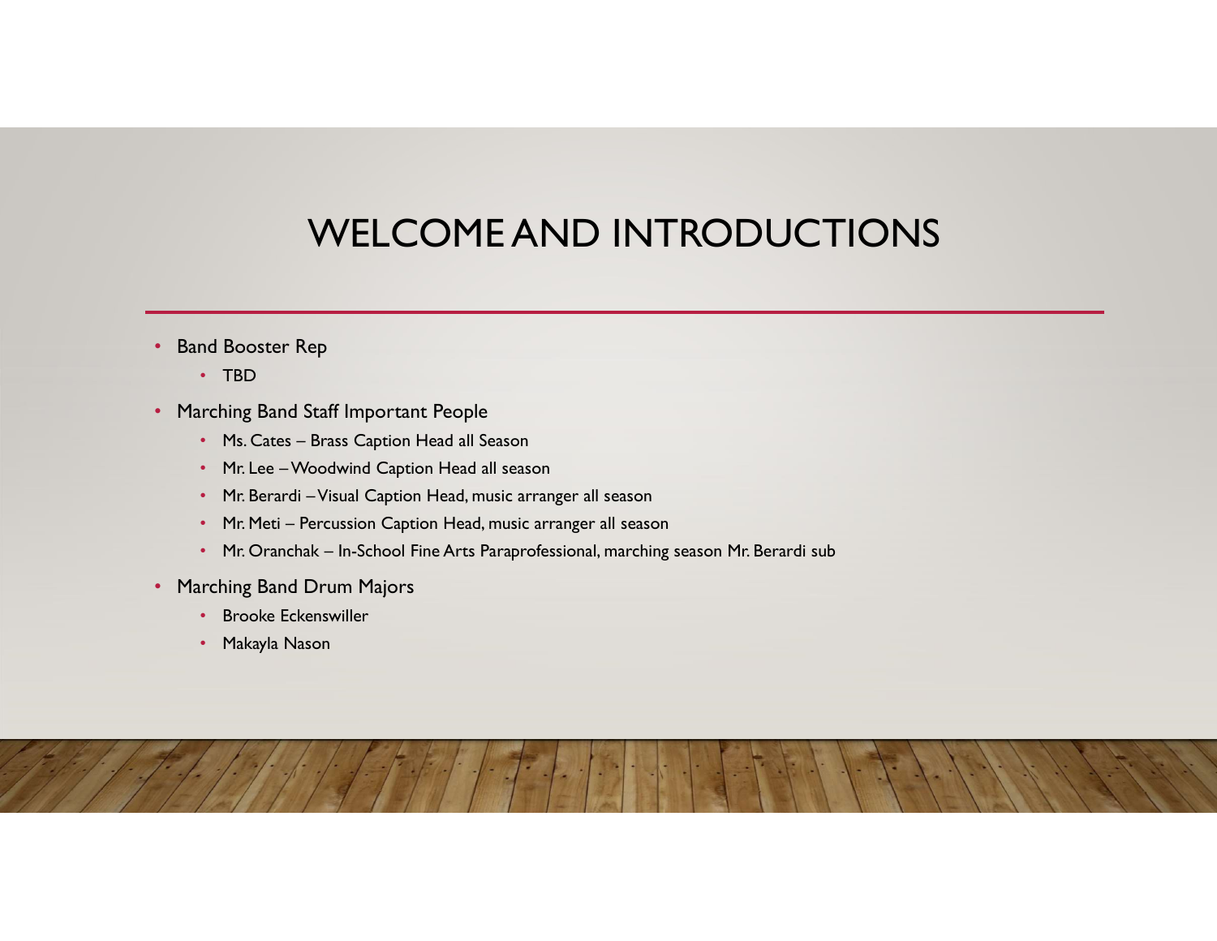# WELCOME AND INTRODUCTIONS

- Band Booster Rep
  - TBD
- Marching Band Staff Important People
  - Ms. Cates – Brass Caption Head all Season
  - Mr. Lee – Woodwind Caption Head all season
  - Mr. Berardi – Visual Caption Head, music arranger all season
  - Mr. Meti – Percussion Caption Head, music arranger all season
  - Mr. Oranchak – In-School Fine Arts Paraprofessional, marching season Mr. Berardi sub
- Marching Band Drum Majors
  - Brooke Eckenswiller
  - Makayla Nason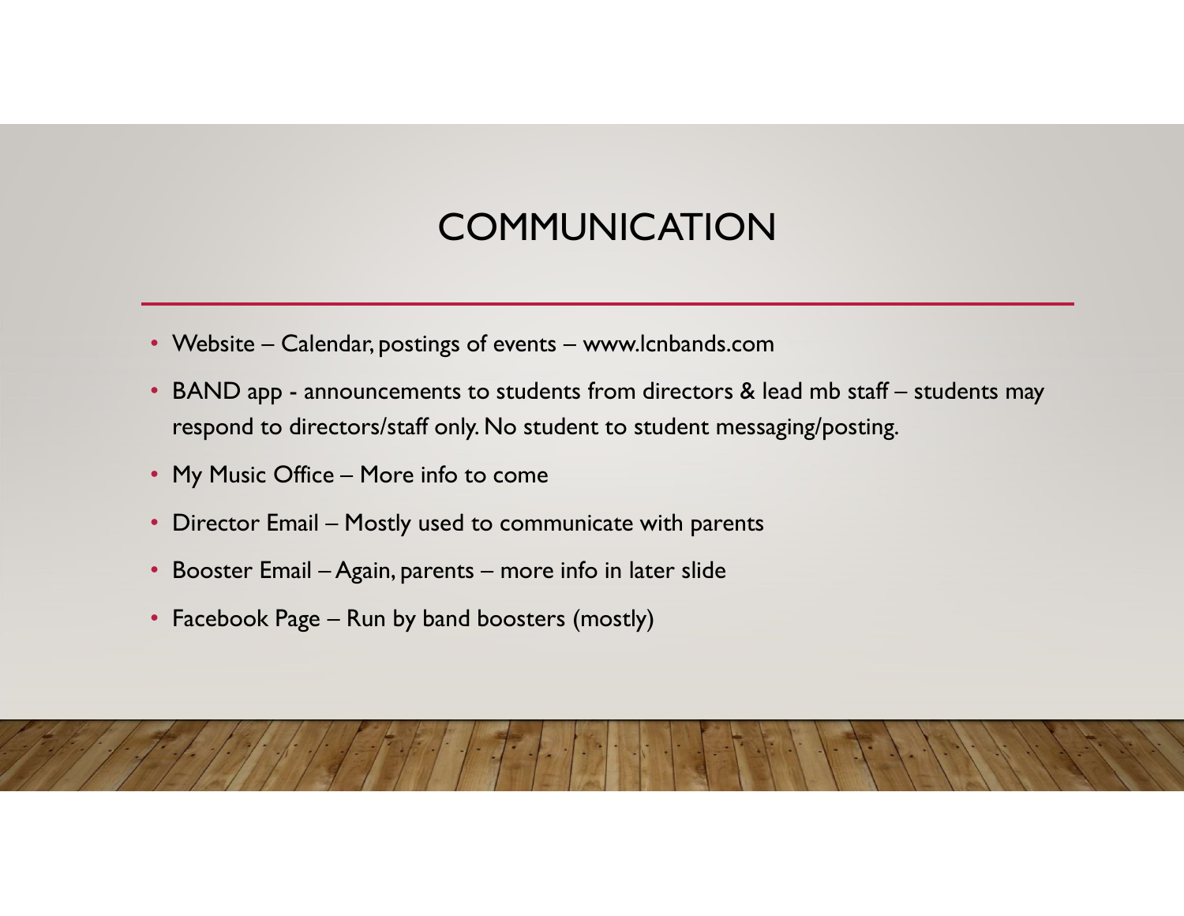# COMMUNICATION

- Website – Calendar, postings of events – www.lcnbands.com
- BAND app - announcements to students from directors & lead mb staff – students may respond to directors/staff only. No student to student messaging/posting.
- My Music Office – More info to come
- Director Email – Mostly used to communicate with parents
- Booster Email – Again, parents – more info in later slide
- Facebook Page – Run by band boosters (mostly)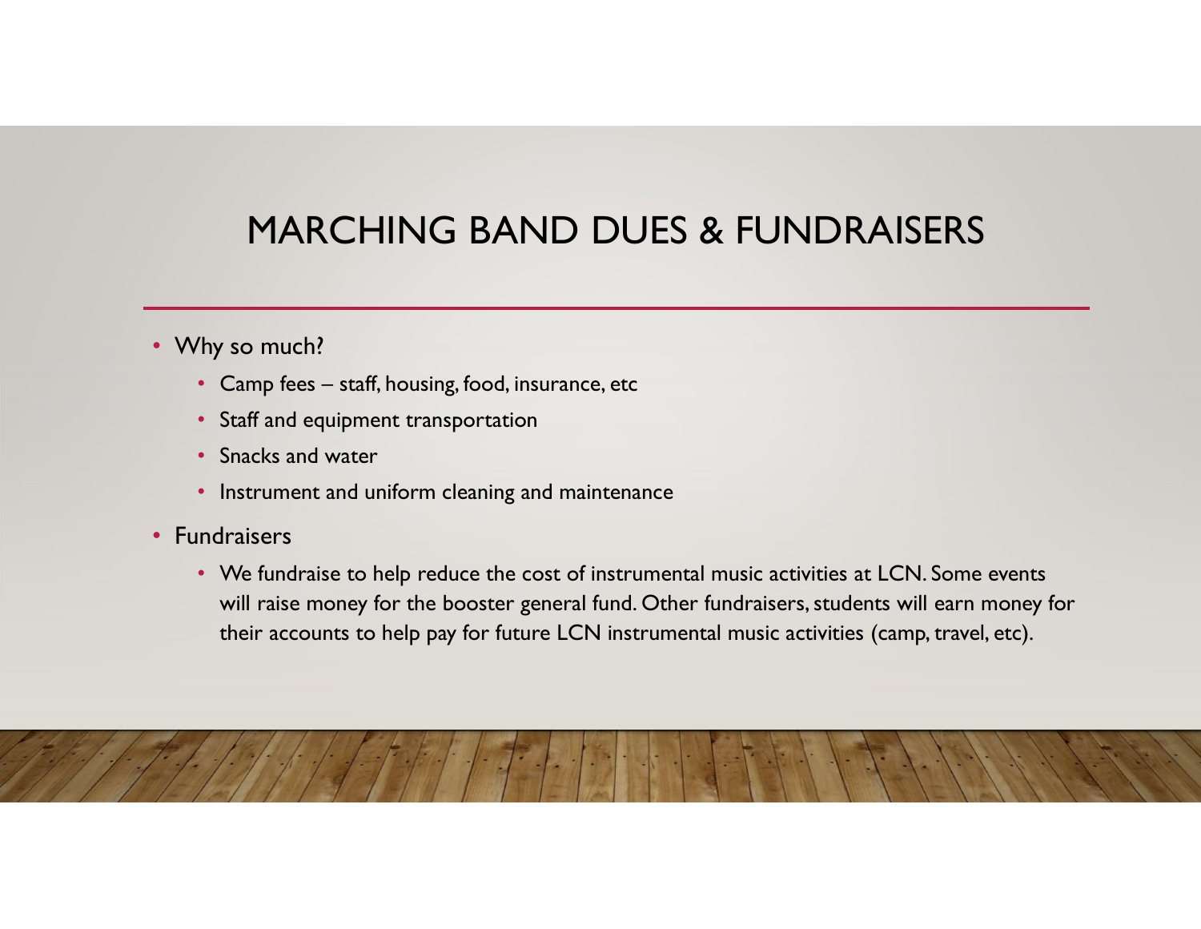# MARCHING BAND DUES & FUNDRAISERS

- Why so much?
  - Camp fees – staff, housing, food, insurance, etc
  - Staff and equipment transportation
  - Snacks and water
  - Instrument and uniform cleaning and maintenance
- Fundraisers
  - We fundraise to help reduce the cost of instrumental music activities at LCN. Some events will raise money for the booster general fund. Other fundraisers, students will earn money for their accounts to help pay for future LCN instrumental music activities (camp, travel, etc).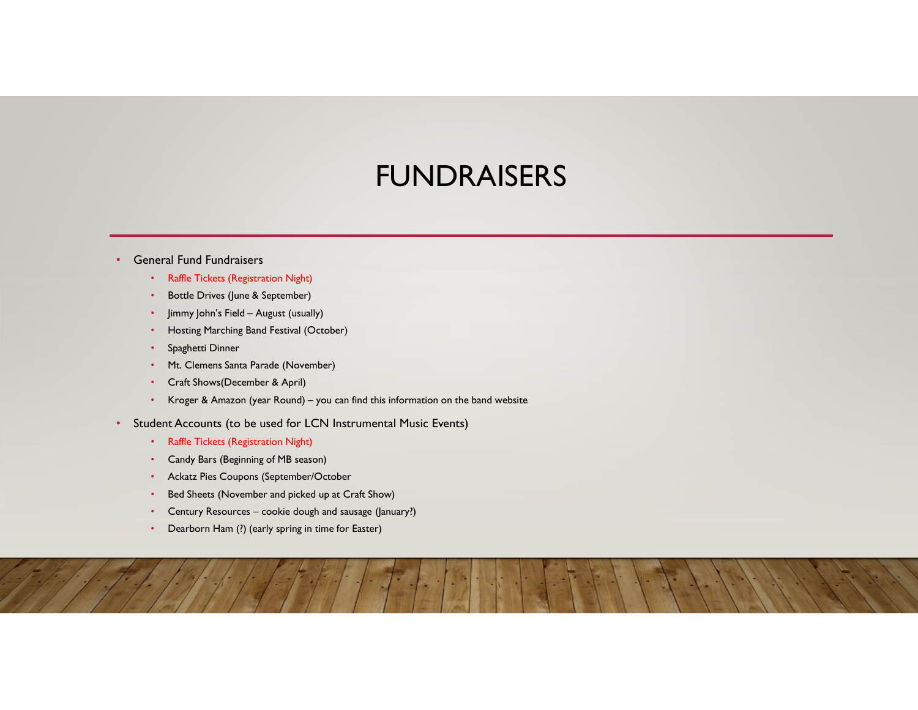# FUNDRAISERS

- General Fund Fundraisers
  - Raffle Tickets (Registration Night)
  - Bottle Drives (June & September)
  - Jimmy John's Field – August (usually)
  - Hosting Marching Band Festival (October)
  - Spaghetti Dinner
  - Mt. Clemens Santa Parade (November)
  - Craft Shows(December & April)
  - Kroger & Amazon (year Round) – you can find this information on the band website
- Student Accounts (to be used for LCN Instrumental Music Events)
  - Raffle Tickets (Registration Night)
  - Candy Bars (Beginning of MB season)
  - Ackatz Pies Coupons (September/October
  - Bed Sheets (November and picked up at Craft Show)
  - Century Resources – cookie dough and sausage (January?)
  - Dearborn Ham (?) (early spring in time for Easter)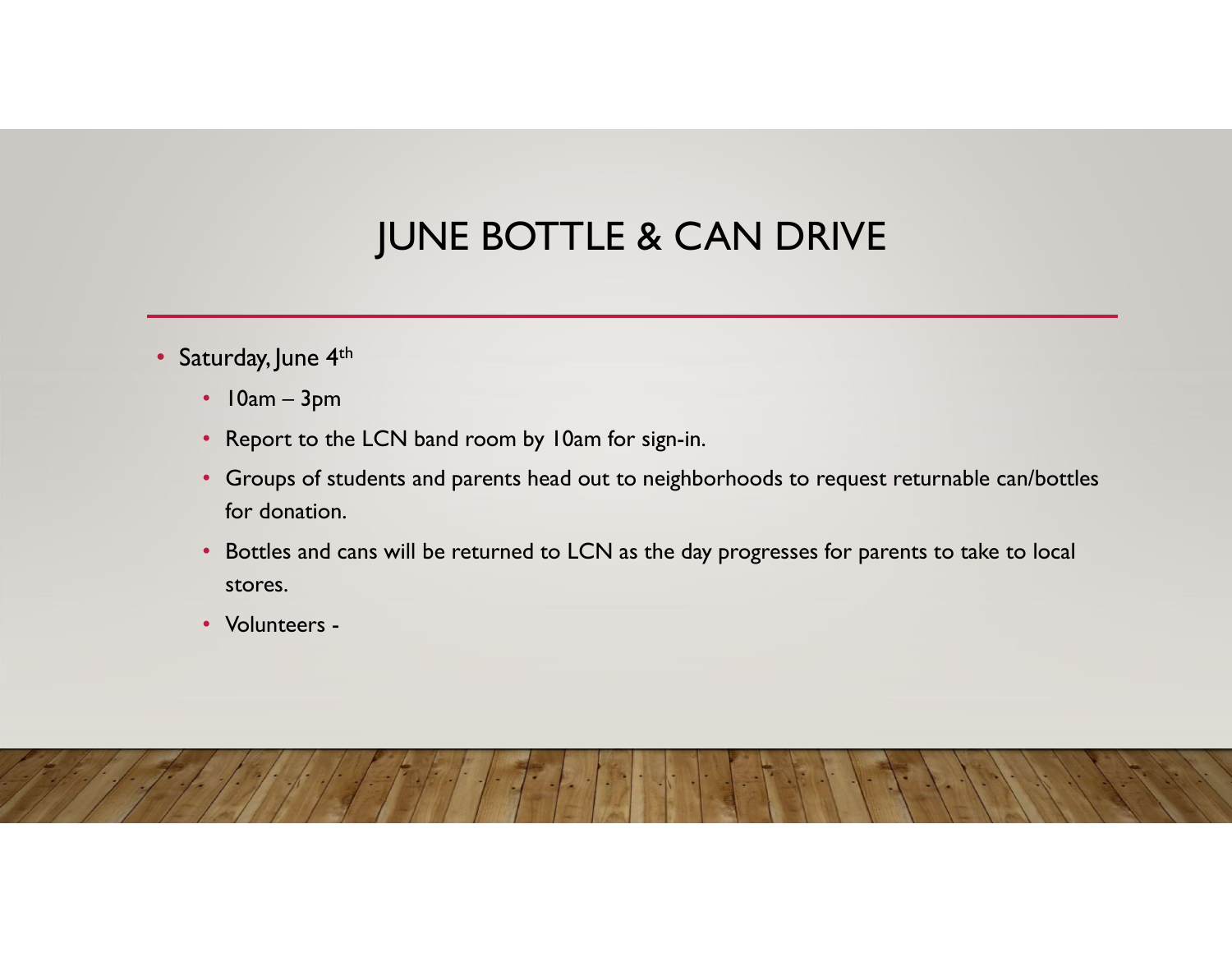# JUNE BOTTLE & CAN DRIVE

- Saturday, June 4th
  - 10am – 3pm
  - Report to the LCN band room by 10am for sign-in.
  - Groups of students and parents head out to neighborhoods to request returnable can/bottles for donation.
  - Bottles and cans will be returned to LCN as the day progresses for parents to take to local stores.
  - Volunteers -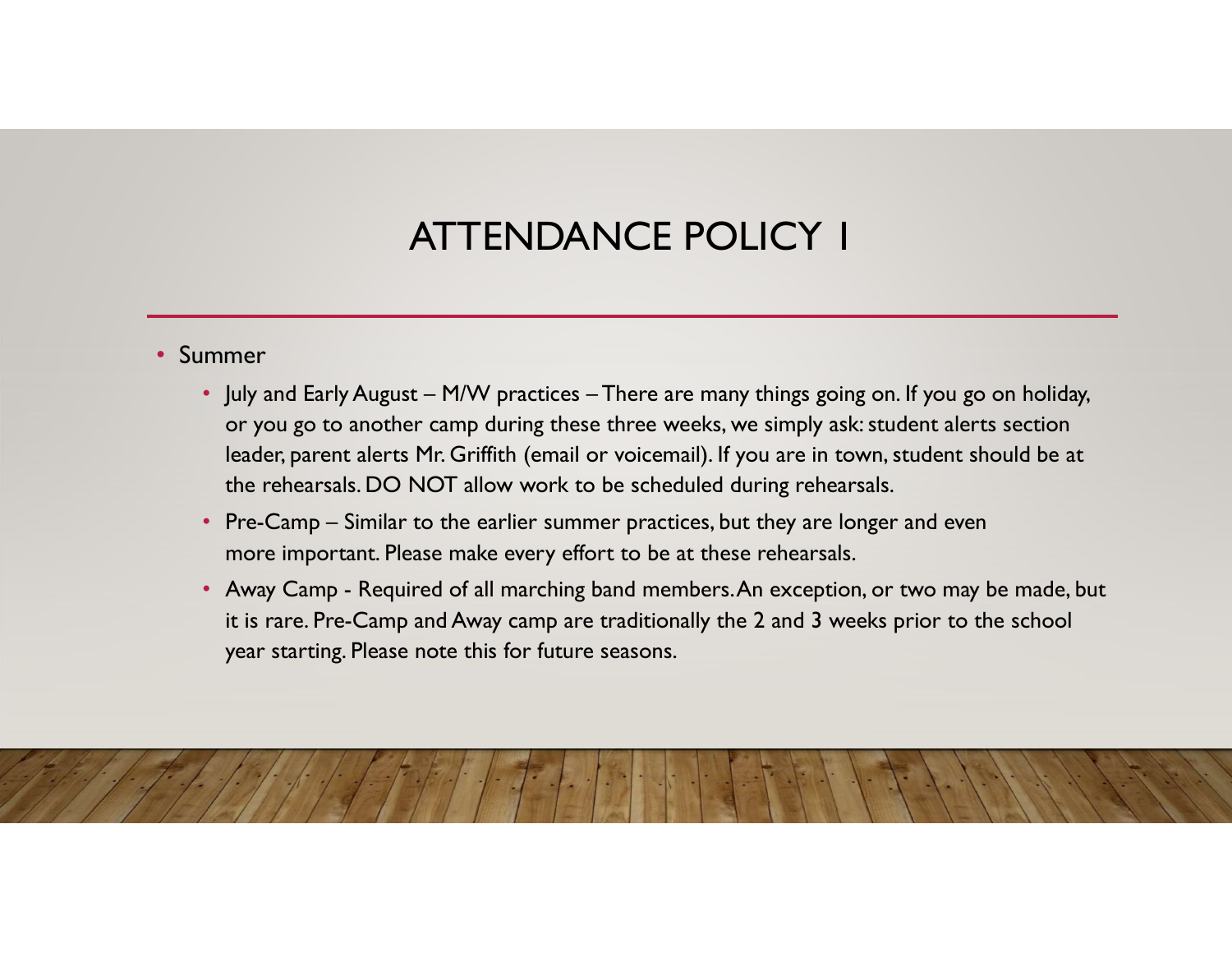# ATTENDANCE POLICY 1

- Summer
  - July and Early August – M/W practices – There are many things going on. If you go on holiday, or you go to another camp during these three weeks, we simply ask: student alerts section leader, parent alerts Mr. Griffith (email or voicemail). If you are in town, student should be at the rehearsals. DO NOT allow work to be scheduled during rehearsals.
  - Pre-Camp – Similar to the earlier summer practices, but they are longer and even more important. Please make every effort to be at these rehearsals.
  - Away Camp - Required of all marching band members. An exception, or two may be made, but it is rare. Pre-Camp and Away camp are traditionally the 2 and 3 weeks prior to the school year starting. Please note this for future seasons.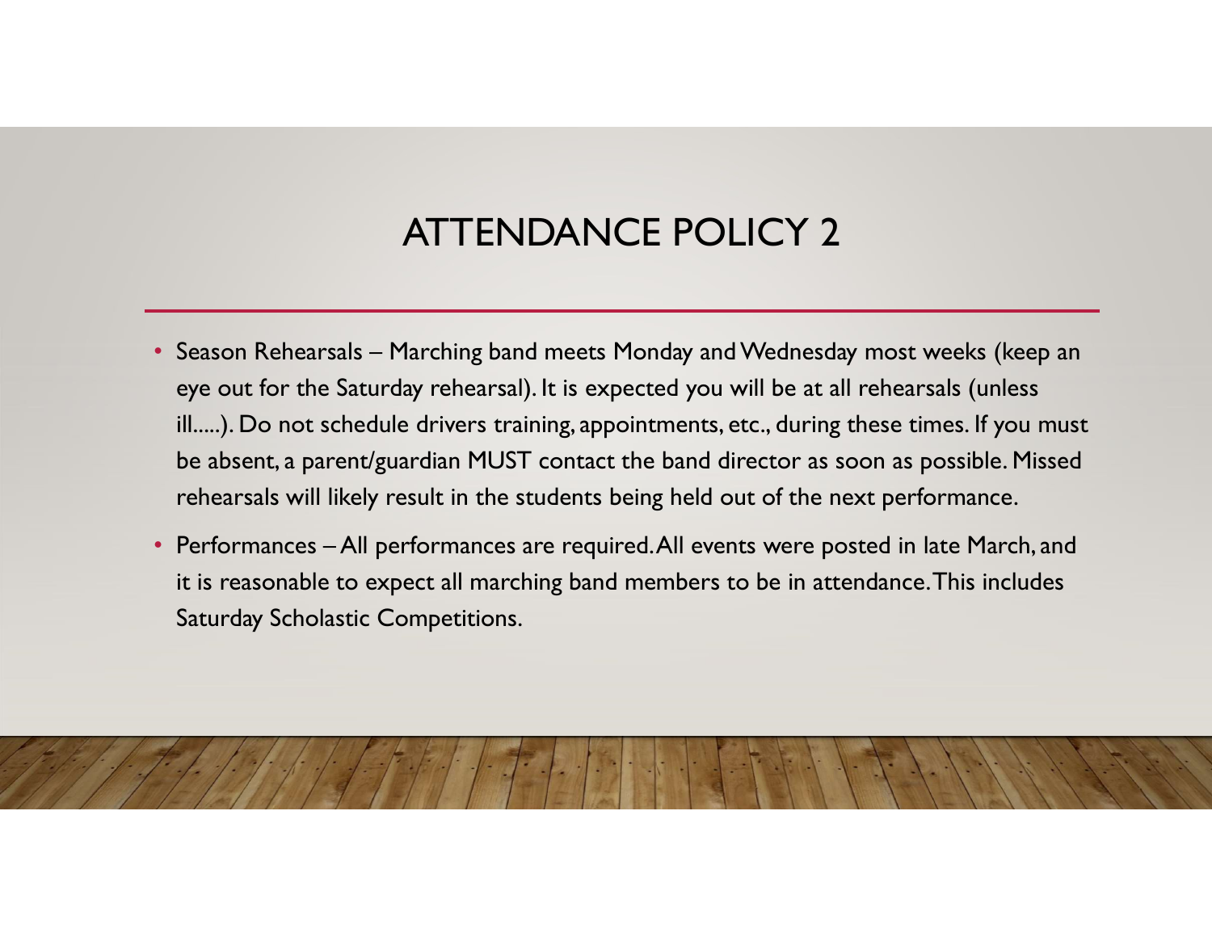# ATTENDANCE POLICY 2

- Season Rehearsals – Marching band meets Monday and Wednesday most weeks (keep an eye out for the Saturday rehearsal). It is expected you will be at all rehearsals (unless ill.....). Do not schedule drivers training, appointments, etc., during these times. If you must be absent, a parent/guardian MUST contact the band director as soon as possible. Missed rehearsals will likely result in the students being held out of the next performance.
- Performances – All performances are required. All events were posted in late March, and it is reasonable to expect all marching band members to be in attendance. This includes Saturday Scholastic Competitions.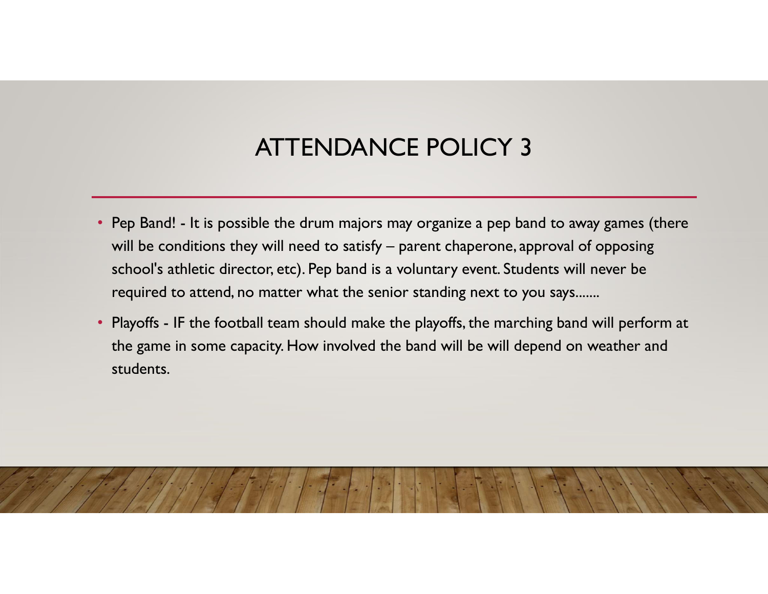# ATTENDANCE POLICY 3

- Pep Band! - It is possible the drum majors may organize a pep band to away games (there will be conditions they will need to satisfy – parent chaperone, approval of opposing school's athletic director, etc). Pep band is a voluntary event. Students will never be required to attend, no matter what the senior standing next to you says.......
- Playoffs - IF the football team should make the playoffs, the marching band will perform at the game in some capacity. How involved the band will be will depend on weather and students.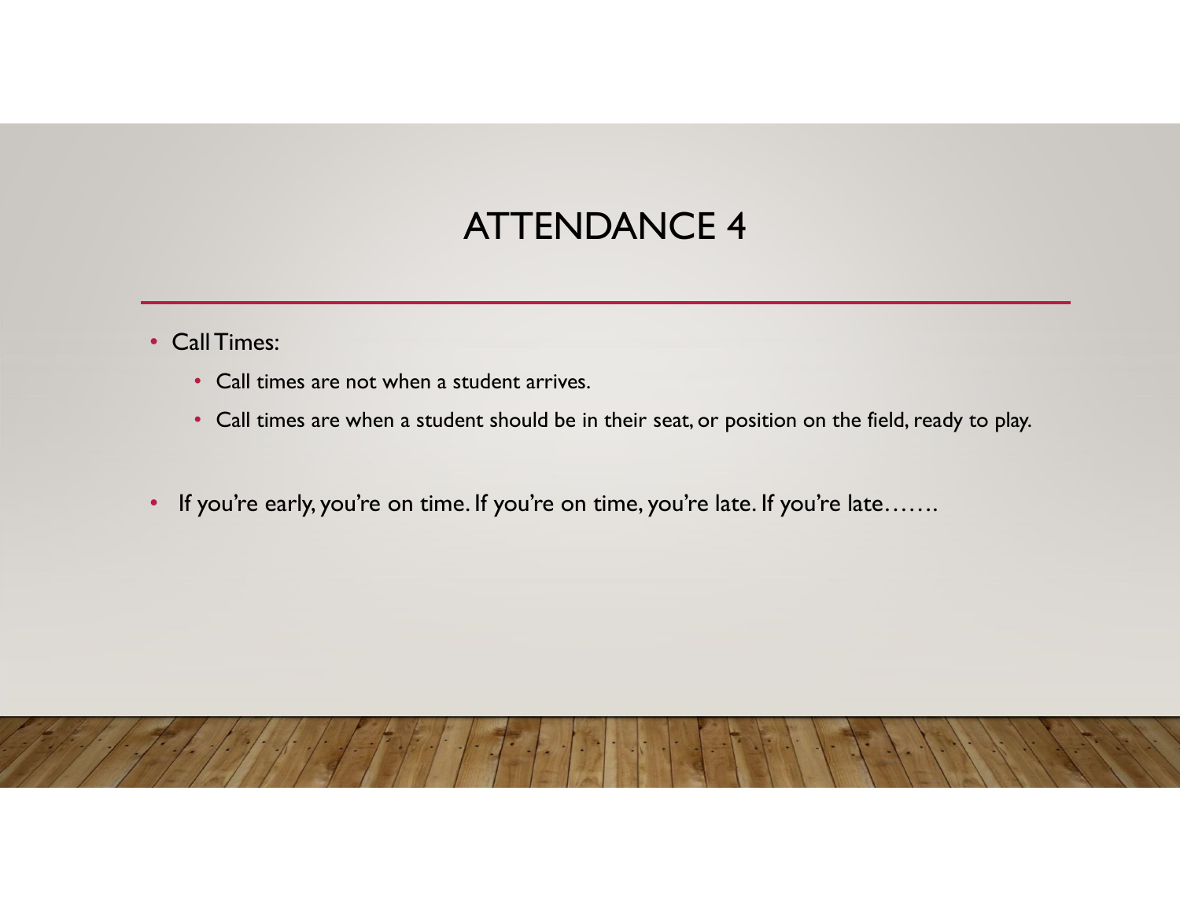# ATTENDANCE 4

- Call Times:
  - Call times are not when a student arrives.
  - Call times are when a student should be in their seat, or position on the field, ready to play.

- If you're early, you're on time. If you're on time, you're late. If you're late…….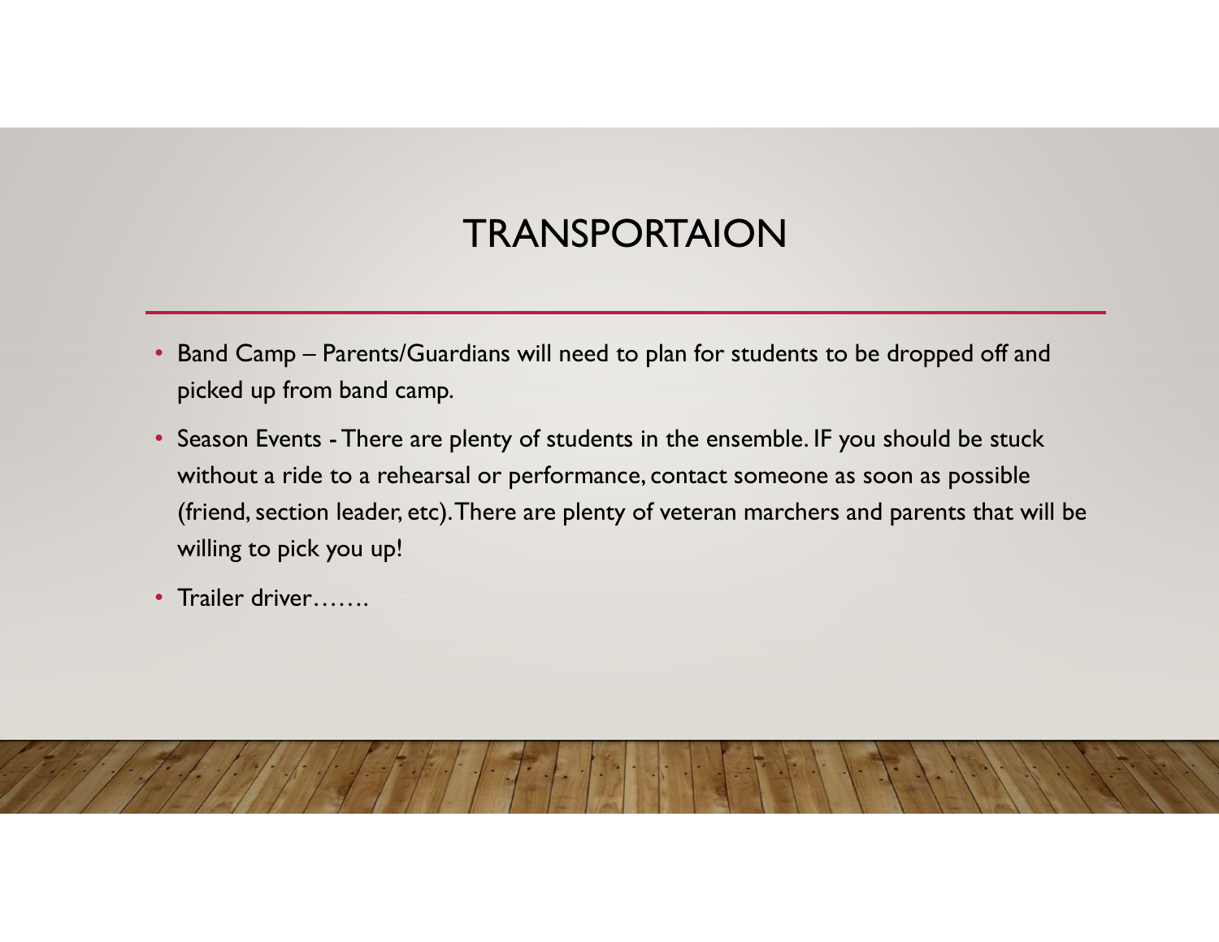# TRANSPORTAION

- Band Camp – Parents/Guardians will need to plan for students to be dropped off and picked up from band camp.
- Season Events - There are plenty of students in the ensemble. IF you should be stuck without a ride to a rehearsal or performance, contact someone as soon as possible (friend, section leader, etc). There are plenty of veteran marchers and parents that will be willing to pick you up!
- Trailer driver…….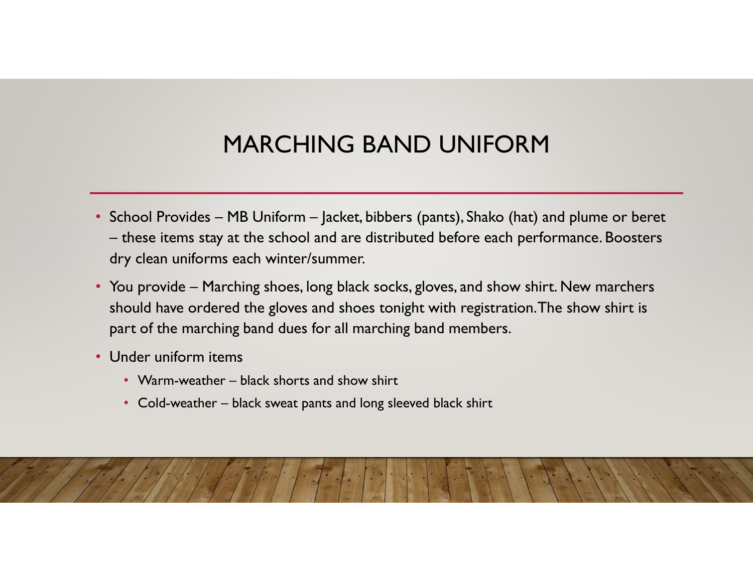# MARCHING BAND UNIFORM

- School Provides – MB Uniform – Jacket, bibbers (pants), Shako (hat) and plume or beret – these items stay at the school and are distributed before each performance. Boosters dry clean uniforms each winter/summer.
- You provide – Marching shoes, long black socks, gloves, and show shirt. New marchers should have ordered the gloves and shoes tonight with registration. The show shirt is part of the marching band dues for all marching band members.
- Under uniform items
  - Warm-weather – black shorts and show shirt
  - Cold-weather – black sweat pants and long sleeved black shirt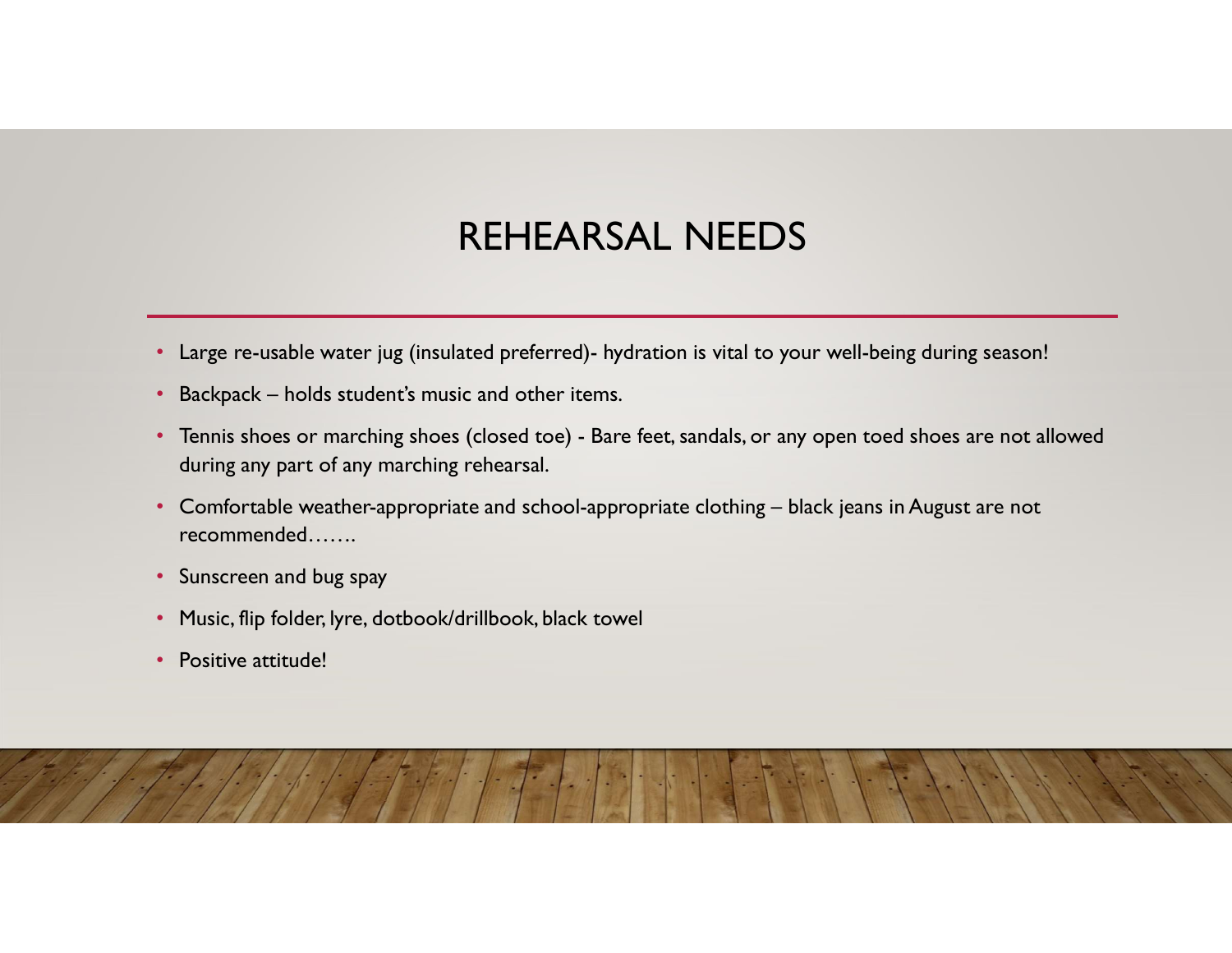# REHEARSAL NEEDS

- Large re-usable water jug (insulated preferred)- hydration is vital to your well-being during season!
- Backpack – holds student's music and other items.
- Tennis shoes or marching shoes (closed toe) - Bare feet, sandals, or any open toed shoes are not allowed during any part of any marching rehearsal.
- Comfortable weather-appropriate and school-appropriate clothing – black jeans in August are not recommended…….
- Sunscreen and bug spay
- Music, flip folder, lyre, dotbook/drillbook, black towel
- Positive attitude!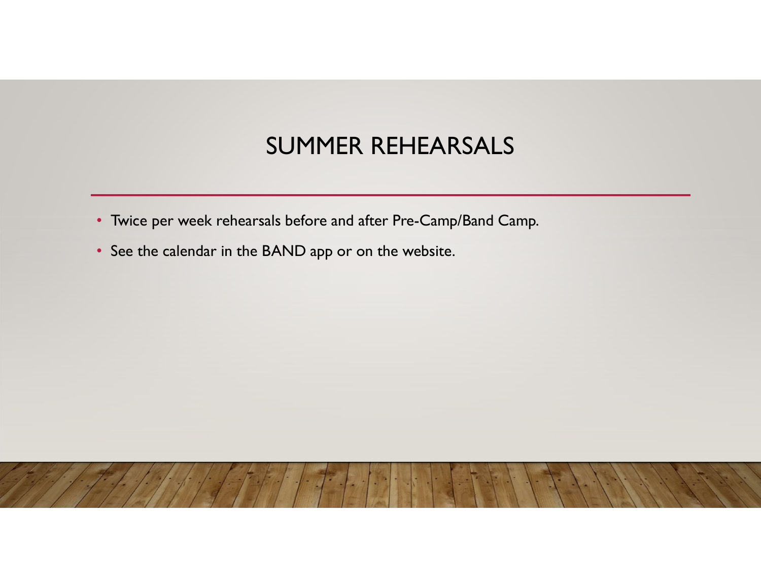# SUMMER REHEARSALS

- Twice per week rehearsals before and after Pre-Camp/Band Camp.
- See the calendar in the BAND app or on the website.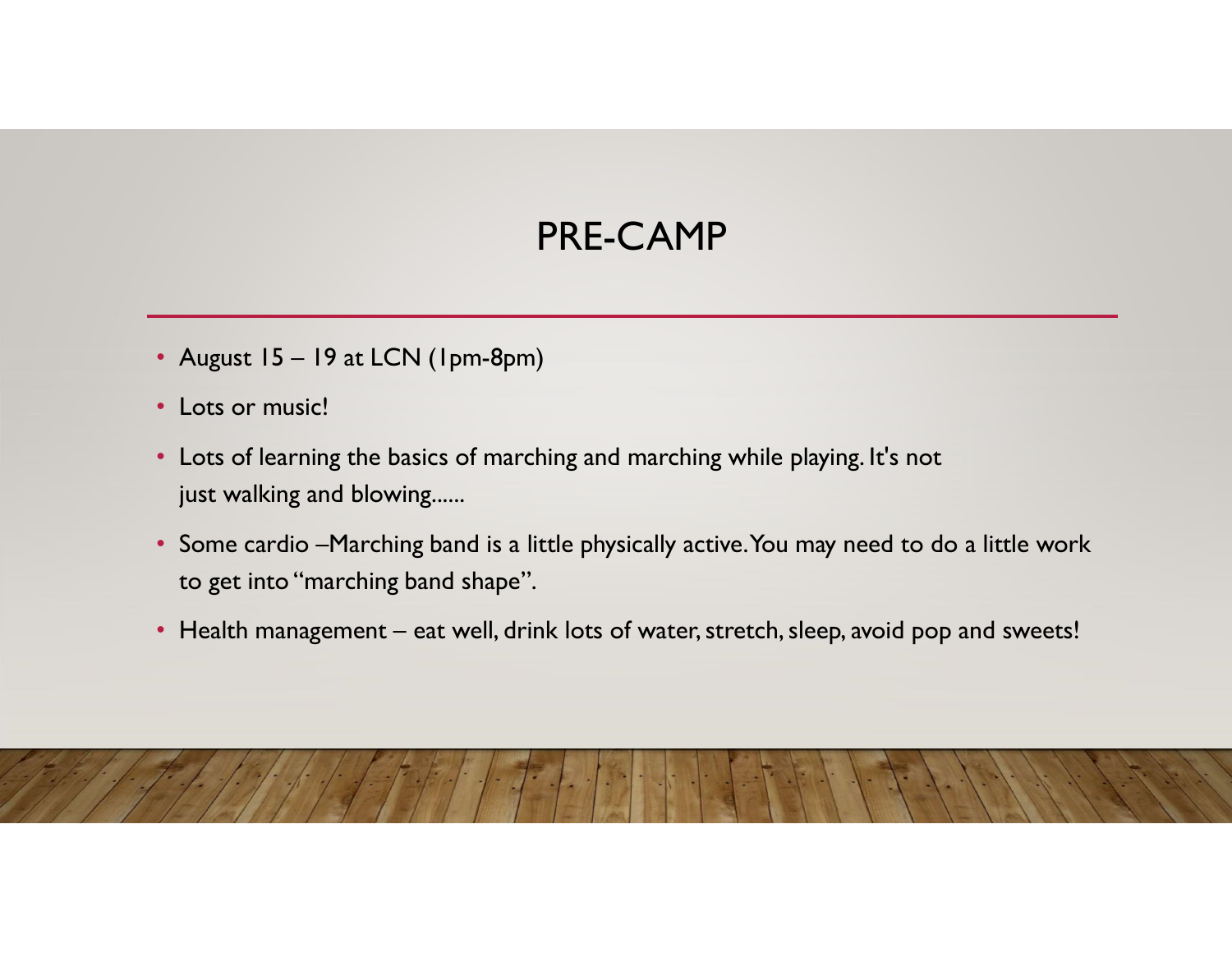# PRE-CAMP

- August 15 – 19 at LCN (1pm-8pm)
- Lots or music!
- Lots of learning the basics of marching and marching while playing. It's not just walking and blowing......
- Some cardio –Marching band is a little physically active. You may need to do a little work to get into "marching band shape".
- Health management – eat well, drink lots of water, stretch, sleep, avoid pop and sweets!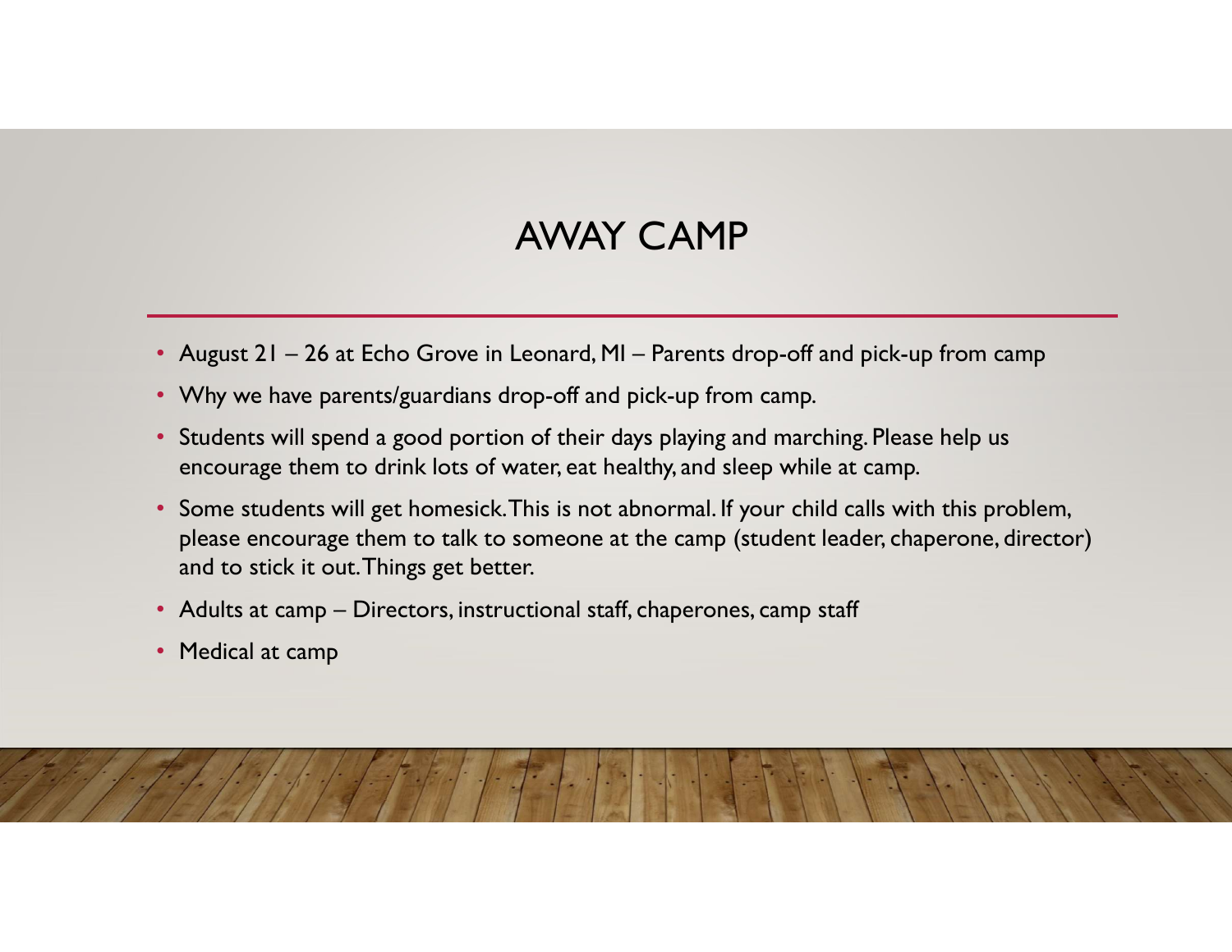# AWAY CAMP

- August 21 – 26 at Echo Grove in Leonard, MI – Parents drop-off and pick-up from camp
- Why we have parents/guardians drop-off and pick-up from camp.
- Students will spend a good portion of their days playing and marching. Please help us encourage them to drink lots of water, eat healthy, and sleep while at camp.
- Some students will get homesick. This is not abnormal. If your child calls with this problem, please encourage them to talk to someone at the camp (student leader, chaperone, director) and to stick it out. Things get better.
- Adults at camp – Directors, instructional staff, chaperones, camp staff
- Medical at camp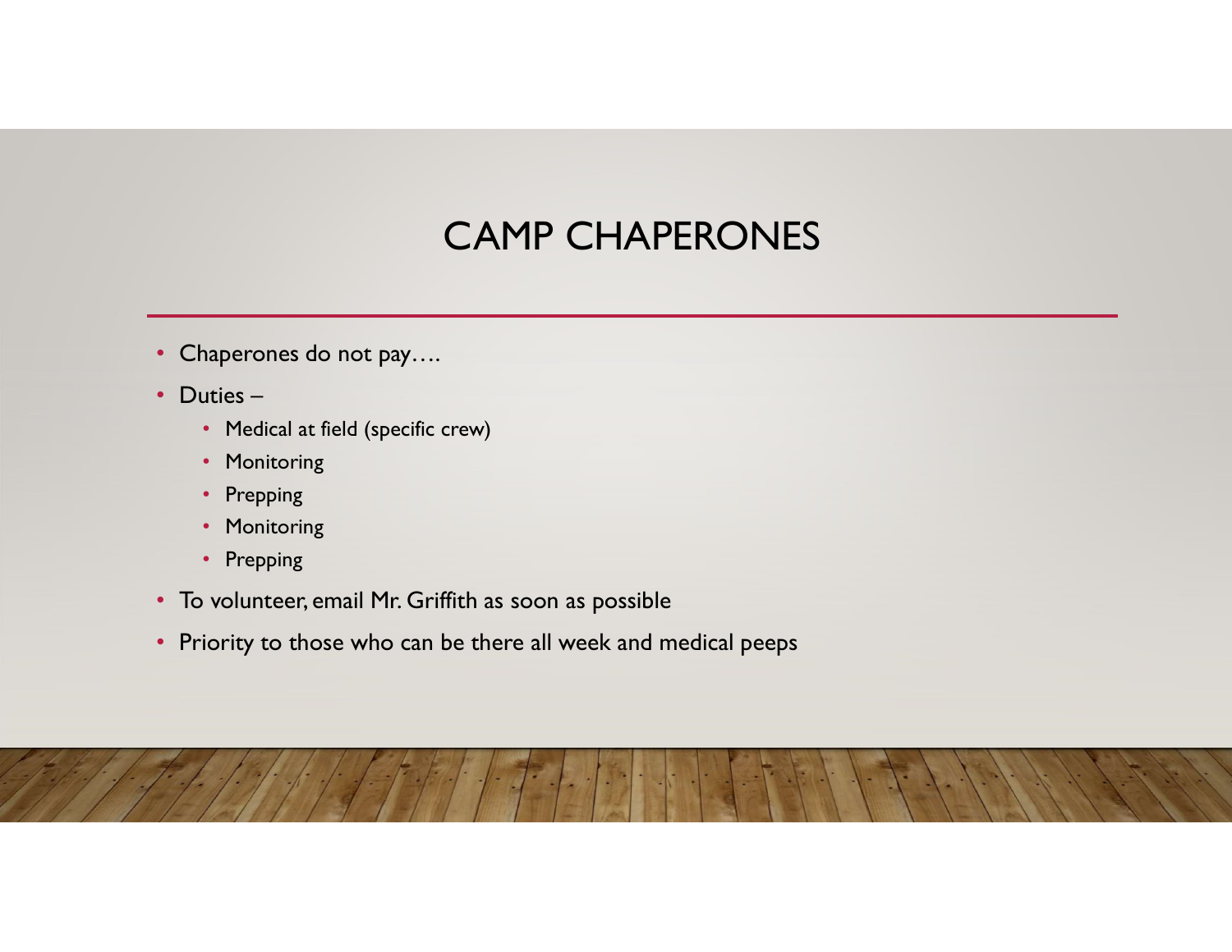# CAMP CHAPERONES

- Chaperones do not pay….
- Duties –
  - Medical at field (specific crew)
  - Monitoring
  - Prepping
  - Monitoring
  - Prepping
- To volunteer, email Mr. Griffith as soon as possible
- Priority to those who can be there all week and medical peeps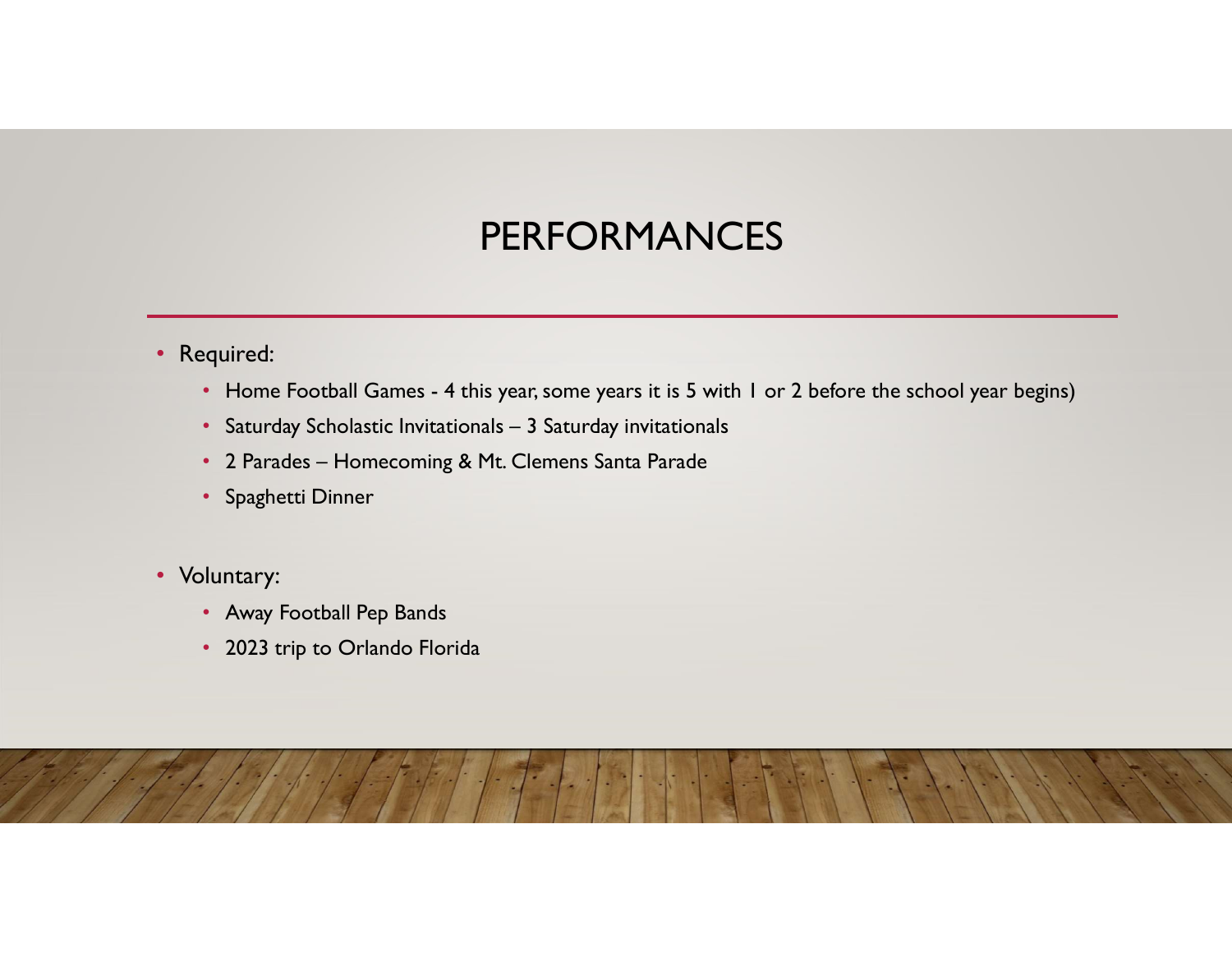# PERFORMANCES

- Required:
  - Home Football Games - 4 this year, some years it is 5 with 1 or 2 before the school year begins)
  - Saturday Scholastic Invitationals – 3 Saturday invitationals
  - 2 Parades – Homecoming & Mt. Clemens Santa Parade
  - Spaghetti Dinner

- Voluntary:
  - Away Football Pep Bands
  - 2023 trip to Orlando Florida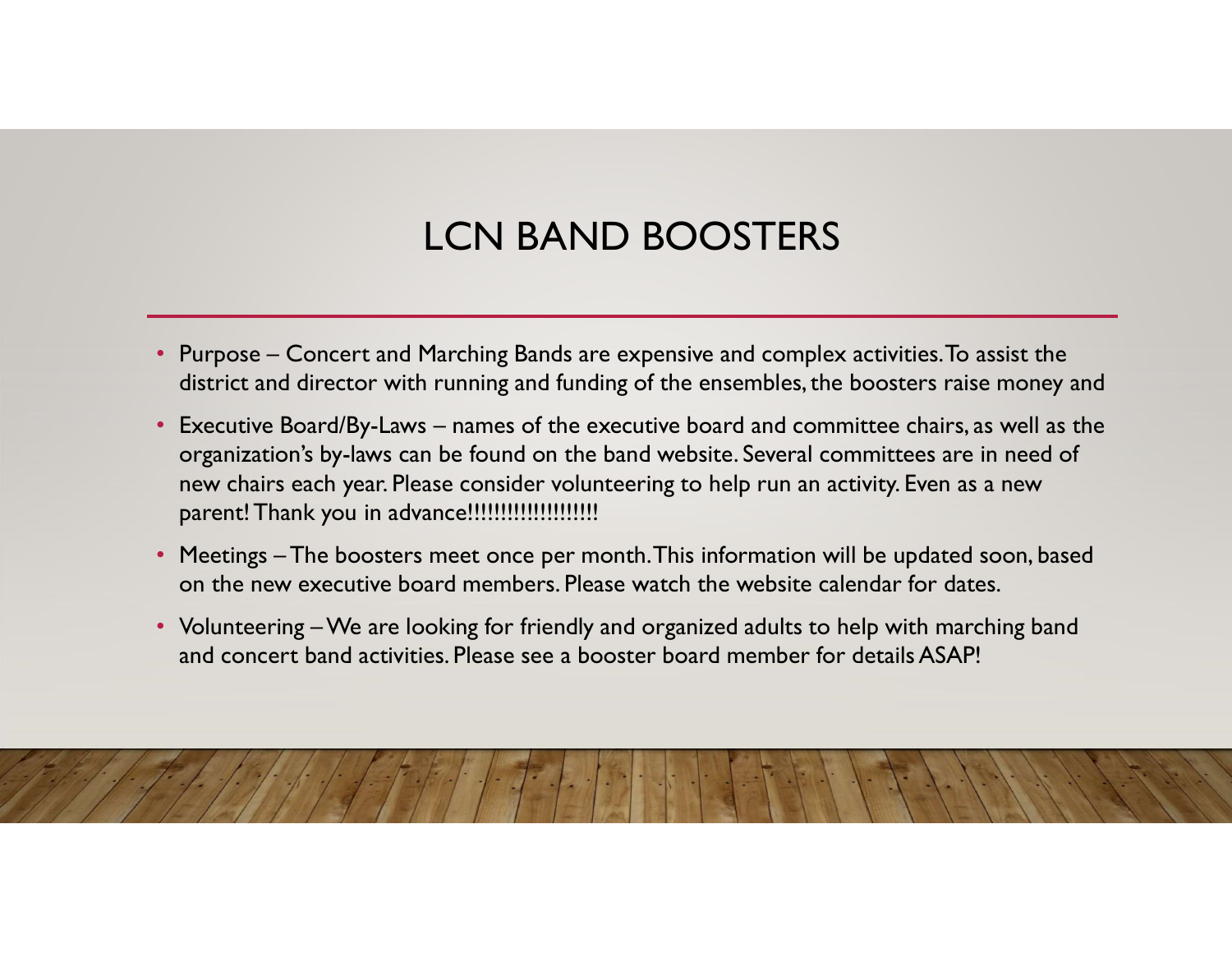# LCN BAND BOOSTERS

- Purpose – Concert and Marching Bands are expensive and complex activities. To assist the district and director with running and funding of the ensembles, the boosters raise money and
- Executive Board/By-Laws – names of the executive board and committee chairs, as well as the organization's by-laws can be found on the band website. Several committees are in need of new chairs each year. Please consider volunteering to help run an activity. Even as a new parent! Thank you in advance!!!!!!!!!!!!!!!!!!!
- Meetings – The boosters meet once per month. This information will be updated soon, based on the new executive board members. Please watch the website calendar for dates.
- Volunteering – We are looking for friendly and organized adults to help with marching band and concert band activities. Please see a booster board member for details ASAP!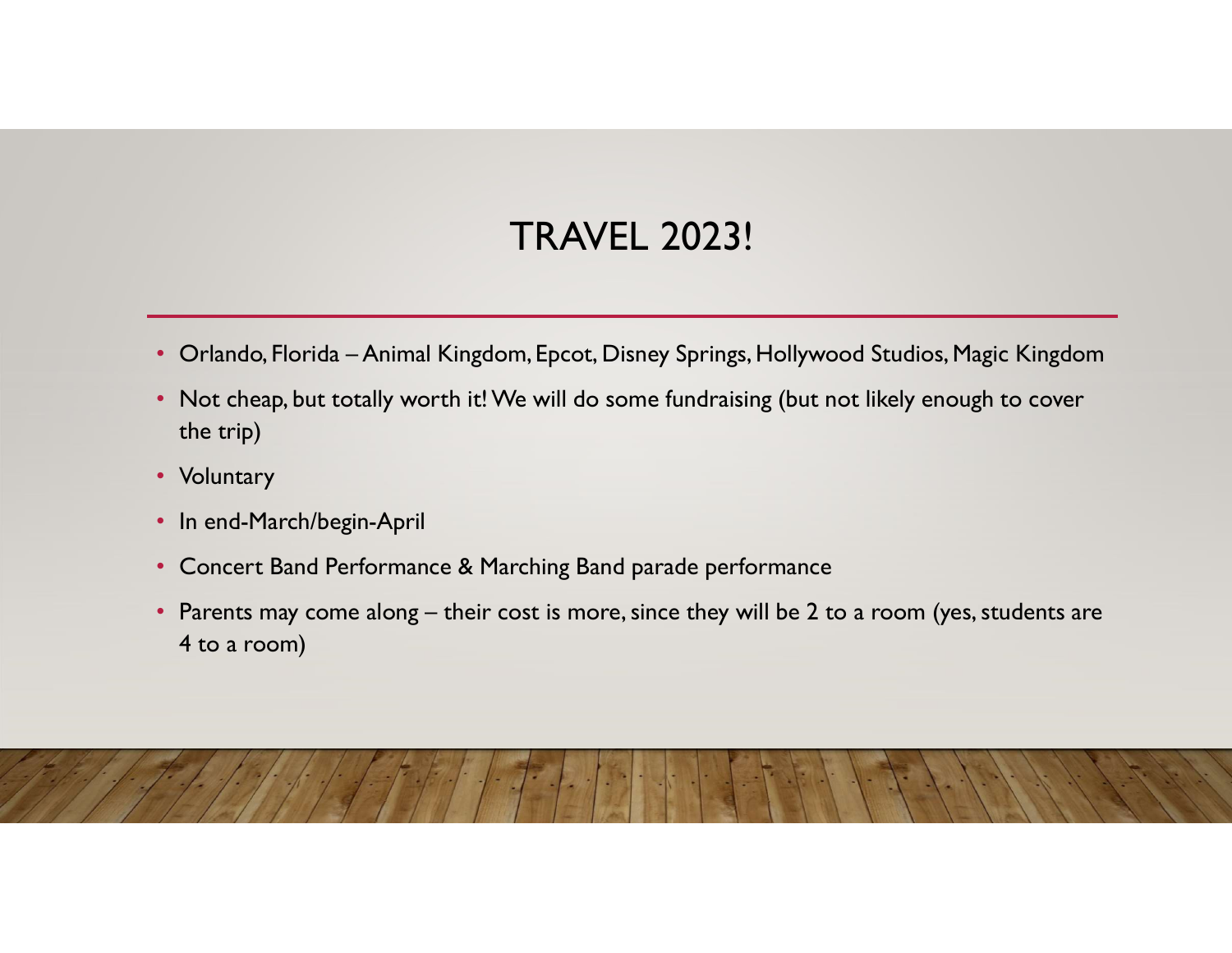# TRAVEL 2023!

- Orlando, Florida – Animal Kingdom, Epcot, Disney Springs, Hollywood Studios, Magic Kingdom
- Not cheap, but totally worth it! We will do some fundraising (but not likely enough to cover the trip)
- Voluntary
- In end-March/begin-April
- Concert Band Performance & Marching Band parade performance
- Parents may come along – their cost is more, since they will be 2 to a room (yes, students are 4 to a room)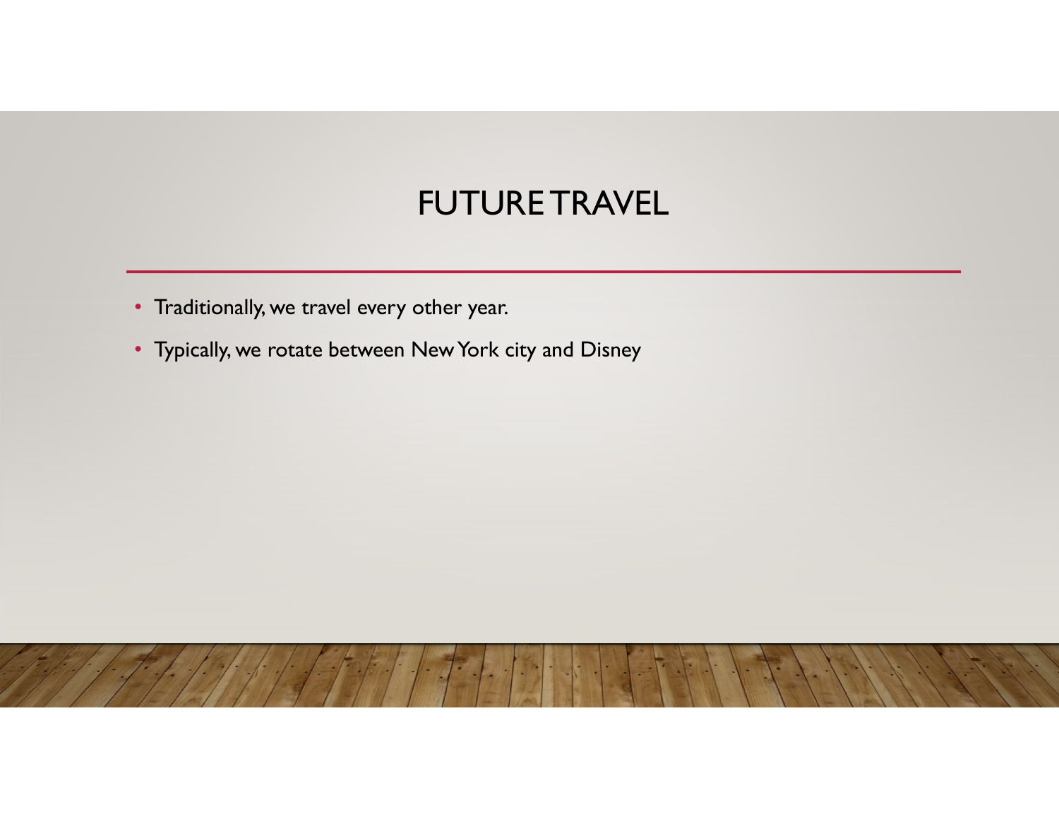# FUTURE TRAVEL

- Traditionally, we travel every other year.
- Typically, we rotate between New York city and Disney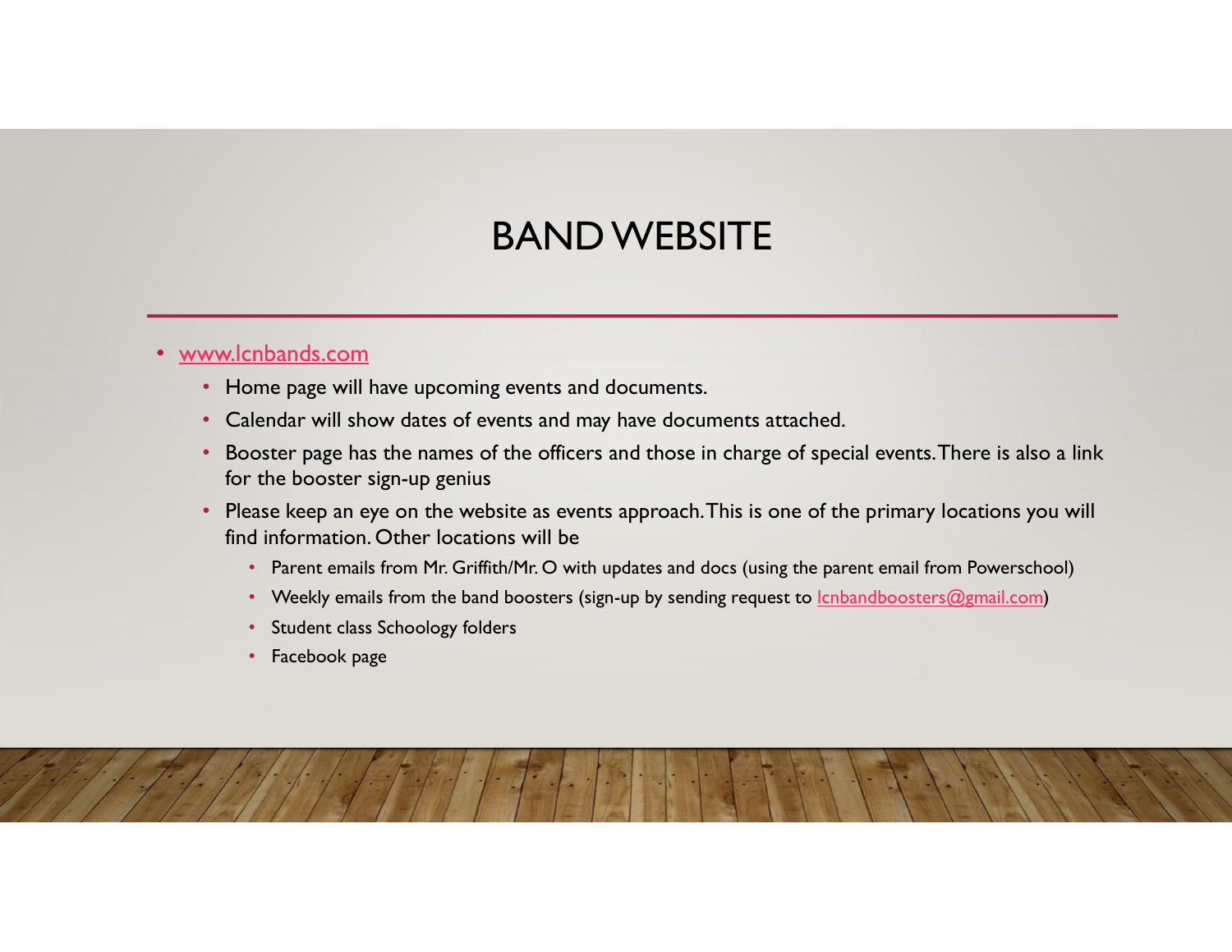# BAND WEBSITE

- www.lcnbands.com
  - Home page will have upcoming events and documents.
  - Calendar will show dates of events and may have documents attached.
  - Booster page has the names of the officers and those in charge of special events. There is also a link for the booster sign-up genius
  - Please keep an eye on the website as events approach. This is one of the primary locations you will find information. Other locations will be
    - Parent emails from Mr. Griffith/Mr. O with updates and docs (using the parent email from Powerschool)
    - Weekly emails from the band boosters (sign-up by sending request to lcnbandboosters@gmail.com)
    - Student class Schoology folders
    - Facebook page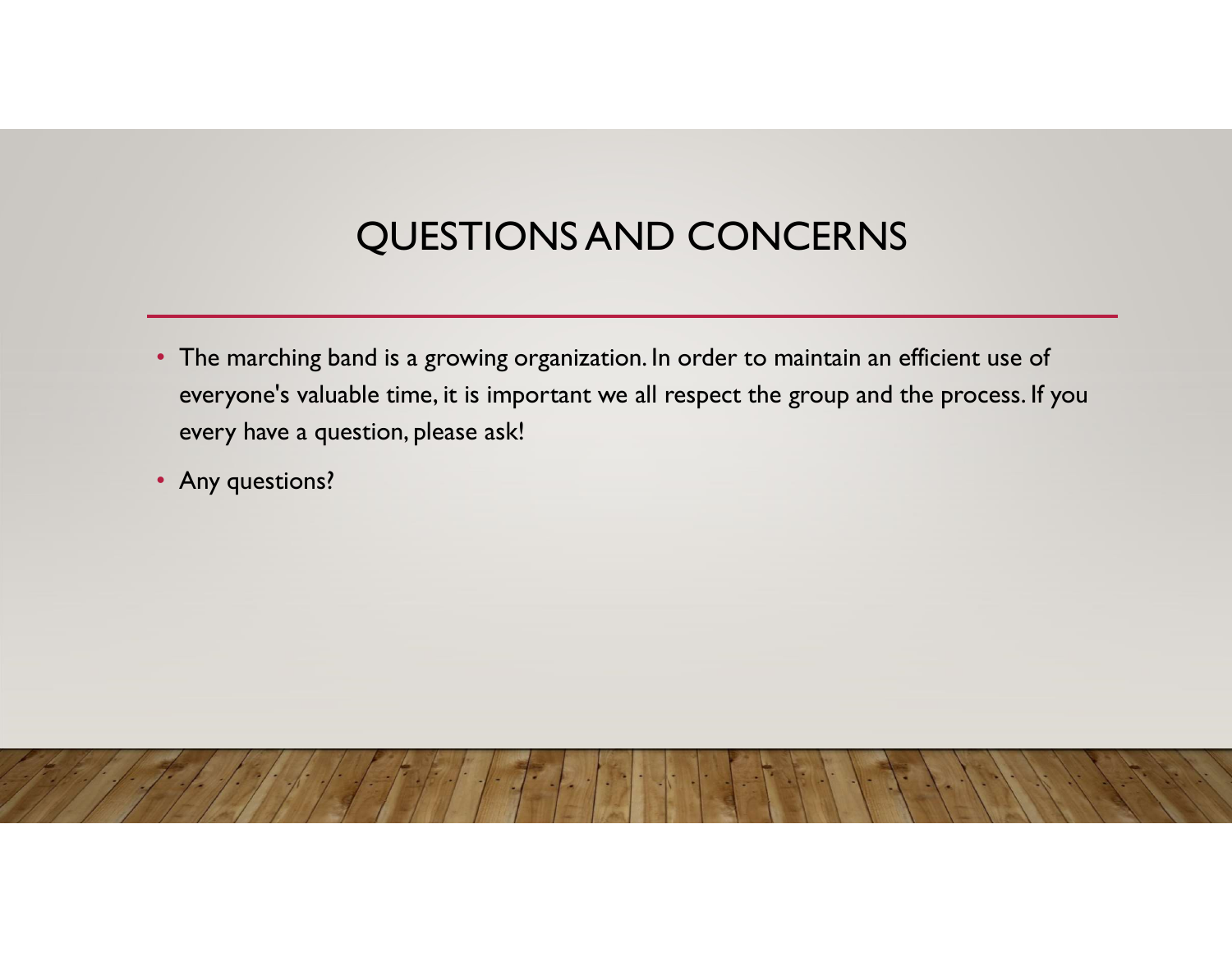# QUESTIONS AND CONCERNS

- The marching band is a growing organization. In order to maintain an efficient use of everyone's valuable time, it is important we all respect the group and the process. If you every have a question, please ask!
- Any questions?